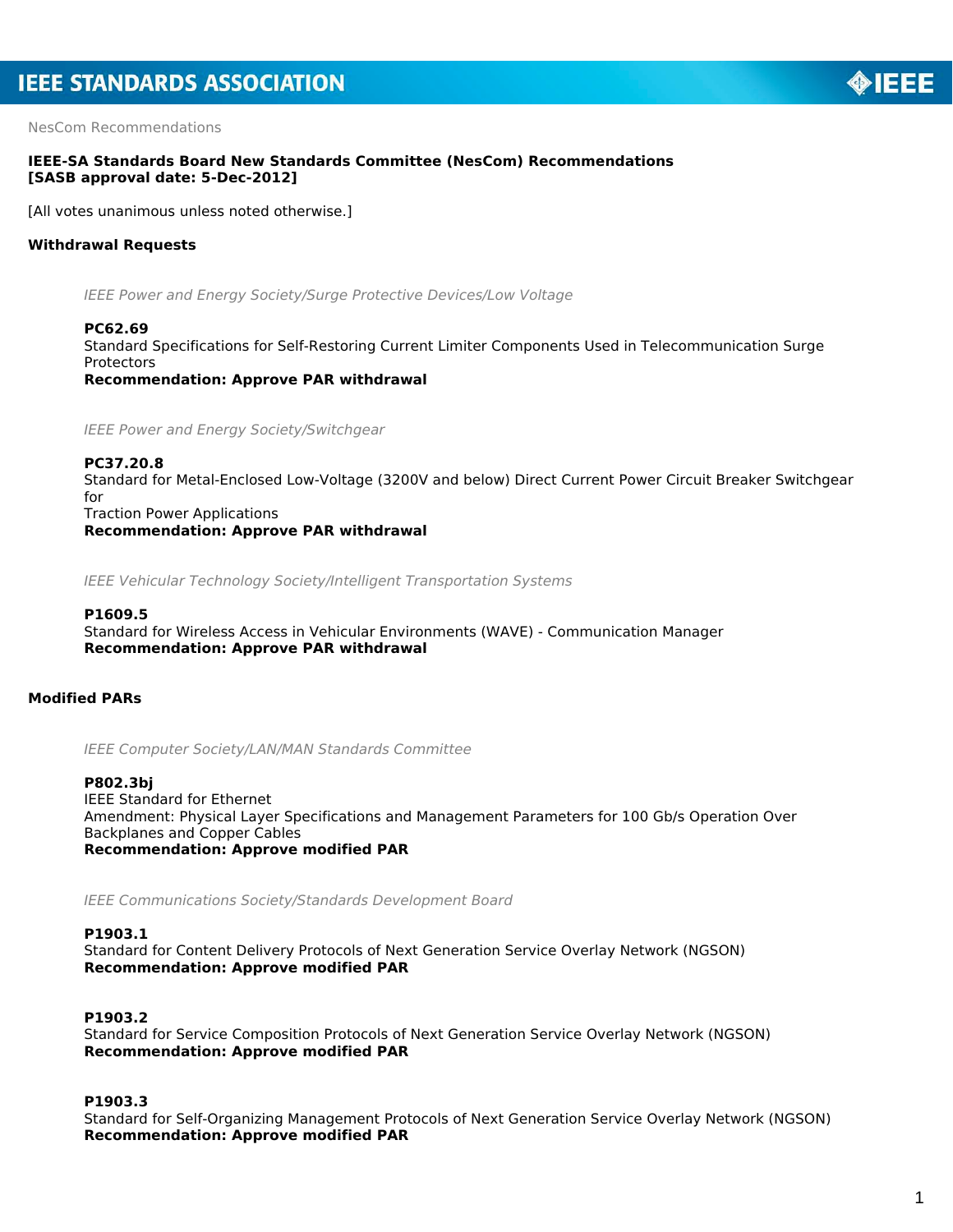NesCom Recommendations

**IEEE-SA Standards Board New Standards Committee (NesCom) Recommendations**
**[SASB approval date: 5-Dec-2012]**

[All votes unanimous unless noted otherwise.]

## Withdrawal Requests

*IEEE Power and Energy Society/Surge Protective Devices/Low Voltage*

**PC62.69**
Standard Specifications for Self-Restoring Current Limiter Components Used in Telecommunication Surge Protectors
**Recommendation: Approve PAR withdrawal**

*IEEE Power and Energy Society/Switchgear*

**PC37.20.8**
Standard for Metal-Enclosed Low-Voltage (3200V and below) Direct Current Power Circuit Breaker Switchgear for
Traction Power Applications
**Recommendation: Approve PAR withdrawal**

*IEEE Vehicular Technology Society/Intelligent Transportation Systems*

**P1609.5**
Standard for Wireless Access in Vehicular Environments (WAVE) - Communication Manager
**Recommendation: Approve PAR withdrawal**

## Modified PARs

*IEEE Computer Society/LAN/MAN Standards Committee*

**P802.3bj**
IEEE Standard for Ethernet
Amendment: Physical Layer Specifications and Management Parameters for 100 Gb/s Operation Over Backplanes and Copper Cables
**Recommendation: Approve modified PAR**

*IEEE Communications Society/Standards Development Board*

**P1903.1**
Standard for Content Delivery Protocols of Next Generation Service Overlay Network (NGSON)
**Recommendation: Approve modified PAR**

**P1903.2**
Standard for Service Composition Protocols of Next Generation Service Overlay Network (NGSON)
**Recommendation: Approve modified PAR**

**P1903.3**
Standard for Self-Organizing Management Protocols of Next Generation Service Overlay Network (NGSON)
**Recommendation: Approve modified PAR**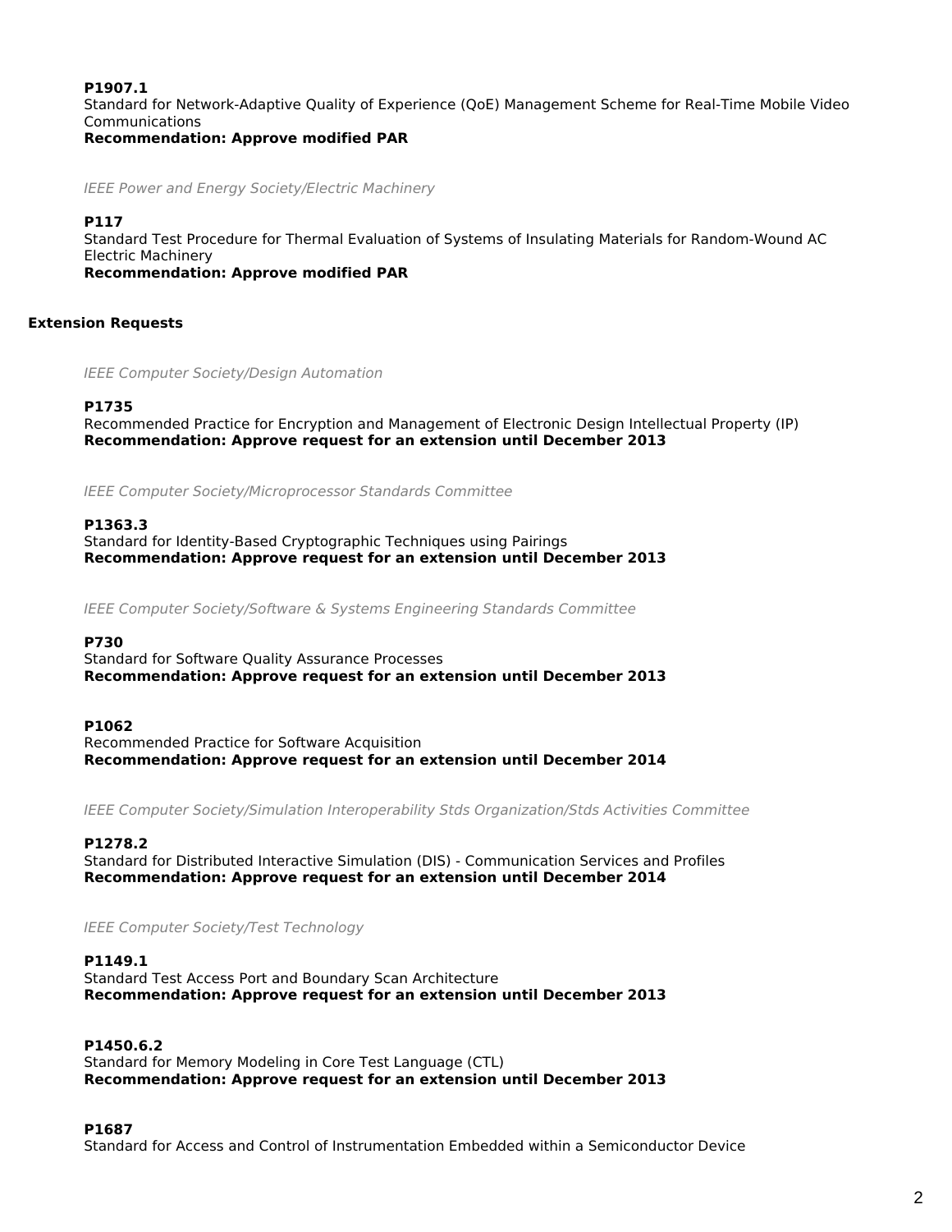**P1907.1**
Standard for Network-Adaptive Quality of Experience (QoE) Management Scheme for Real-Time Mobile Video Communications
**Recommendation: Approve modified PAR**

*IEEE Power and Energy Society/Electric Machinery*

**P117**
Standard Test Procedure for Thermal Evaluation of Systems of Insulating Materials for Random-Wound AC Electric Machinery
**Recommendation: Approve modified PAR**

**Extension Requests**

*IEEE Computer Society/Design Automation*

**P1735**
Recommended Practice for Encryption and Management of Electronic Design Intellectual Property (IP)
**Recommendation: Approve request for an extension until December 2013**

*IEEE Computer Society/Microprocessor Standards Committee*

**P1363.3**
Standard for Identity-Based Cryptographic Techniques using Pairings
**Recommendation: Approve request for an extension until December 2013**

*IEEE Computer Society/Software & Systems Engineering Standards Committee*

**P730**
Standard for Software Quality Assurance Processes
**Recommendation: Approve request for an extension until December 2013**

**P1062**
Recommended Practice for Software Acquisition
**Recommendation: Approve request for an extension until December 2014**

*IEEE Computer Society/Simulation Interoperability Stds Organization/Stds Activities Committee*

**P1278.2**
Standard for Distributed Interactive Simulation (DIS) - Communication Services and Profiles
**Recommendation: Approve request for an extension until December 2014**

*IEEE Computer Society/Test Technology*

**P1149.1**
Standard Test Access Port and Boundary Scan Architecture
**Recommendation: Approve request for an extension until December 2013**

**P1450.6.2**
Standard for Memory Modeling in Core Test Language (CTL)
**Recommendation: Approve request for an extension until December 2013**

**P1687**
Standard for Access and Control of Instrumentation Embedded within a Semiconductor Device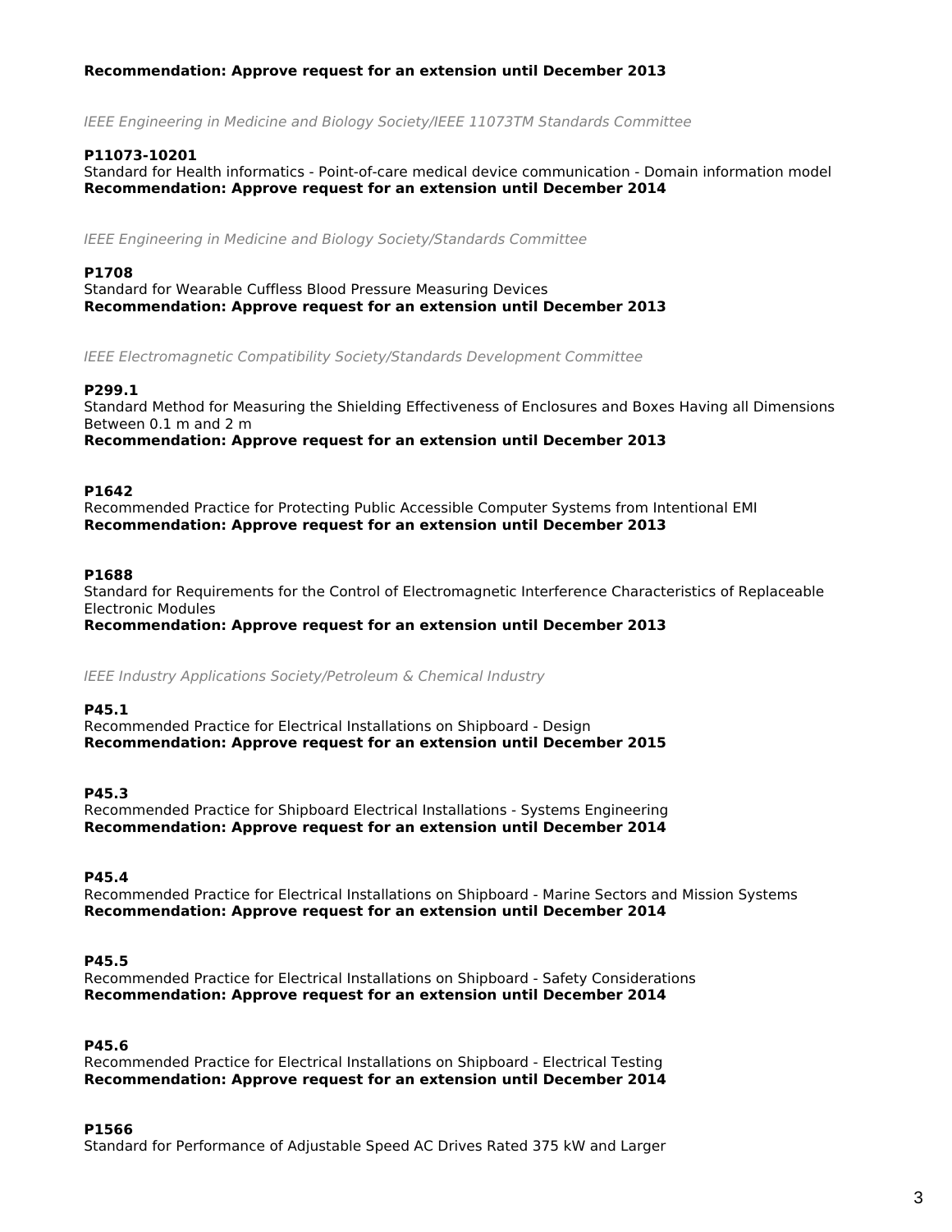**Recommendation: Approve request for an extension until December 2013**

*IEEE Engineering in Medicine and Biology Society/IEEE 11073TM Standards Committee*

**P11073-10201**
Standard for Health informatics - Point-of-care medical device communication - Domain information model
**Recommendation: Approve request for an extension until December 2014**

*IEEE Engineering in Medicine and Biology Society/Standards Committee*

**P1708**
Standard for Wearable Cuffless Blood Pressure Measuring Devices
**Recommendation: Approve request for an extension until December 2013**

*IEEE Electromagnetic Compatibility Society/Standards Development Committee*

**P299.1**
Standard Method for Measuring the Shielding Effectiveness of Enclosures and Boxes Having all Dimensions Between 0.1 m and 2 m
**Recommendation: Approve request for an extension until December 2013**

**P1642**
Recommended Practice for Protecting Public Accessible Computer Systems from Intentional EMI
**Recommendation: Approve request for an extension until December 2013**

**P1688**
Standard for Requirements for the Control of Electromagnetic Interference Characteristics of Replaceable Electronic Modules
**Recommendation: Approve request for an extension until December 2013**

*IEEE Industry Applications Society/Petroleum & Chemical Industry*

**P45.1**
Recommended Practice for Electrical Installations on Shipboard - Design
**Recommendation: Approve request for an extension until December 2015**

**P45.3**
Recommended Practice for Shipboard Electrical Installations - Systems Engineering
**Recommendation: Approve request for an extension until December 2014**

**P45.4**
Recommended Practice for Electrical Installations on Shipboard - Marine Sectors and Mission Systems
**Recommendation: Approve request for an extension until December 2014**

**P45.5**
Recommended Practice for Electrical Installations on Shipboard - Safety Considerations
**Recommendation: Approve request for an extension until December 2014**

**P45.6**
Recommended Practice for Electrical Installations on Shipboard - Electrical Testing
**Recommendation: Approve request for an extension until December 2014**

**P1566**
Standard for Performance of Adjustable Speed AC Drives Rated 375 kW and Larger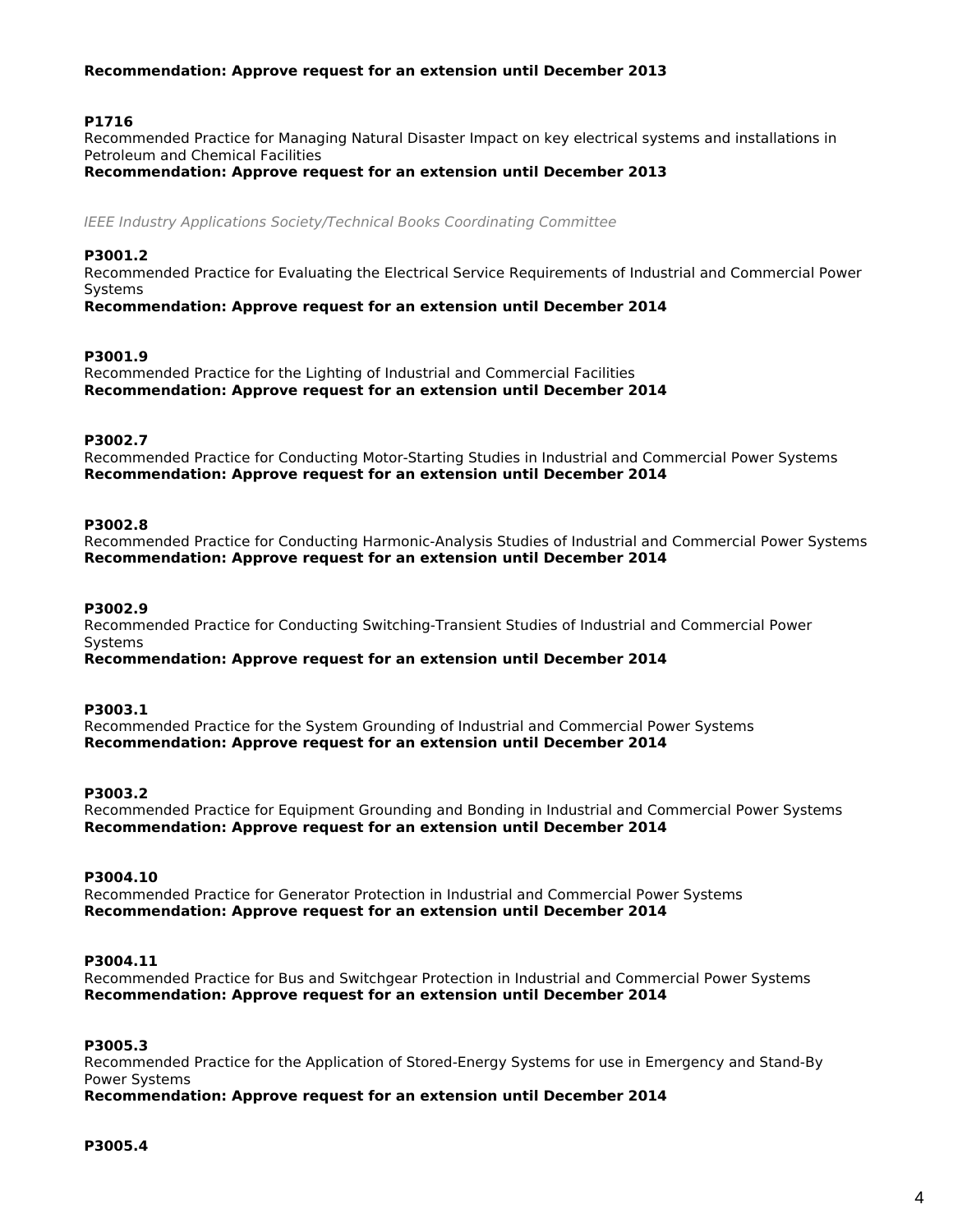**Recommendation: Approve request for an extension until December 2013**

**P1716**
Recommended Practice for Managing Natural Disaster Impact on key electrical systems and installations in Petroleum and Chemical Facilities
**Recommendation: Approve request for an extension until December 2013**

*IEEE Industry Applications Society/Technical Books Coordinating Committee*

**P3001.2**
Recommended Practice for Evaluating the Electrical Service Requirements of Industrial and Commercial Power Systems
**Recommendation: Approve request for an extension until December 2014**

**P3001.9**
Recommended Practice for the Lighting of Industrial and Commercial Facilities
**Recommendation: Approve request for an extension until December 2014**

**P3002.7**
Recommended Practice for Conducting Motor-Starting Studies in Industrial and Commercial Power Systems
**Recommendation: Approve request for an extension until December 2014**

**P3002.8**
Recommended Practice for Conducting Harmonic-Analysis Studies of Industrial and Commercial Power Systems
**Recommendation: Approve request for an extension until December 2014**

**P3002.9**
Recommended Practice for Conducting Switching-Transient Studies of Industrial and Commercial Power Systems
**Recommendation: Approve request for an extension until December 2014**

**P3003.1**
Recommended Practice for the System Grounding of Industrial and Commercial Power Systems
**Recommendation: Approve request for an extension until December 2014**

**P3003.2**
Recommended Practice for Equipment Grounding and Bonding in Industrial and Commercial Power Systems
**Recommendation: Approve request for an extension until December 2014**

**P3004.10**
Recommended Practice for Generator Protection in Industrial and Commercial Power Systems
**Recommendation: Approve request for an extension until December 2014**

**P3004.11**
Recommended Practice for Bus and Switchgear Protection in Industrial and Commercial Power Systems
**Recommendation: Approve request for an extension until December 2014**

**P3005.3**
Recommended Practice for the Application of Stored-Energy Systems for use in Emergency and Stand-By Power Systems
**Recommendation: Approve request for an extension until December 2014**

**P3005.4**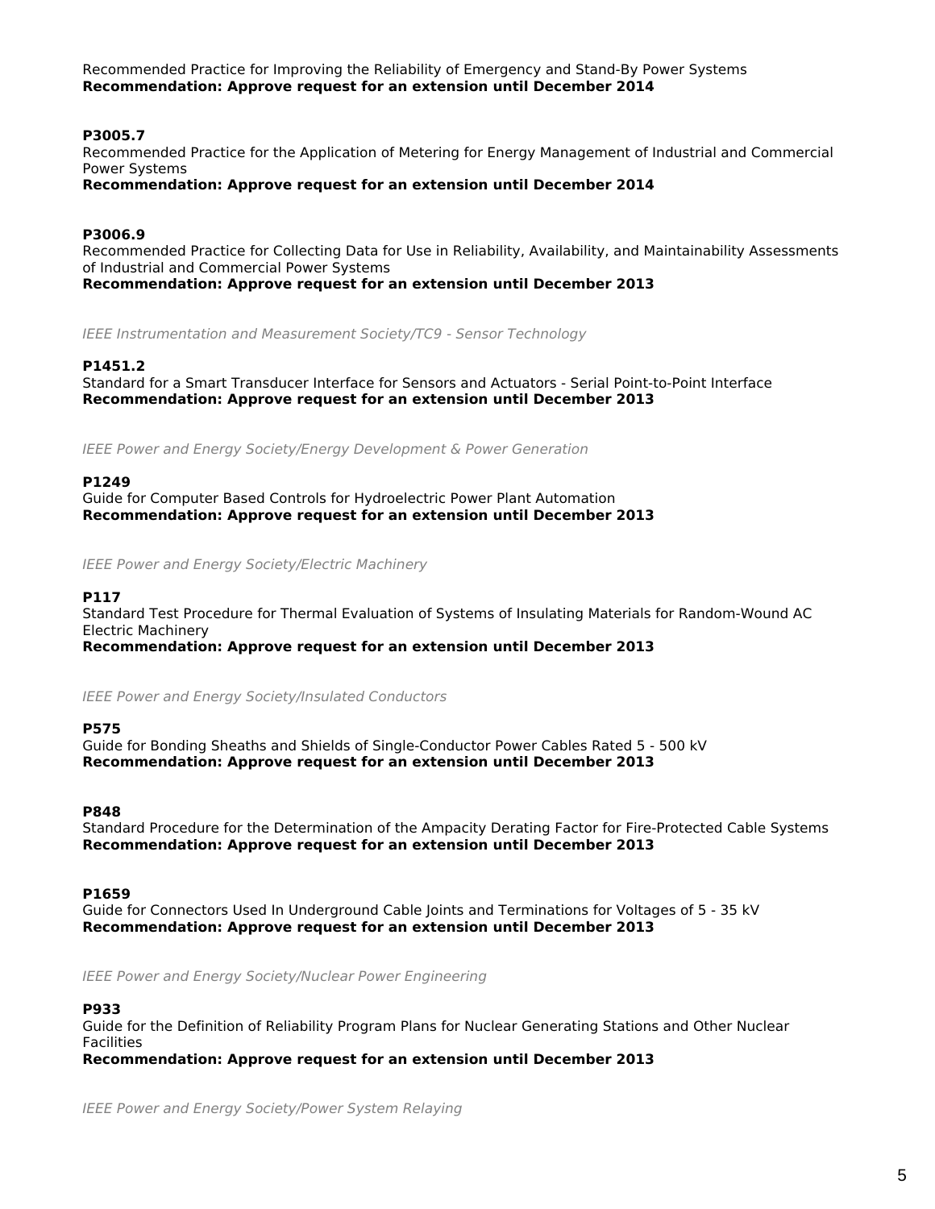Recommended Practice for Improving the Reliability of Emergency and Stand-By Power Systems
**Recommendation: Approve request for an extension until December 2014**

**P3005.7**
Recommended Practice for the Application of Metering for Energy Management of Industrial and Commercial Power Systems
**Recommendation: Approve request for an extension until December 2014**

**P3006.9**
Recommended Practice for Collecting Data for Use in Reliability, Availability, and Maintainability Assessments of Industrial and Commercial Power Systems
**Recommendation: Approve request for an extension until December 2013**

*IEEE Instrumentation and Measurement Society/TC9 - Sensor Technology*

**P1451.2**
Standard for a Smart Transducer Interface for Sensors and Actuators - Serial Point-to-Point Interface
**Recommendation: Approve request for an extension until December 2013**

*IEEE Power and Energy Society/Energy Development & Power Generation*

**P1249**
Guide for Computer Based Controls for Hydroelectric Power Plant Automation
**Recommendation: Approve request for an extension until December 2013**

*IEEE Power and Energy Society/Electric Machinery*

**P117**
Standard Test Procedure for Thermal Evaluation of Systems of Insulating Materials for Random-Wound AC Electric Machinery
**Recommendation: Approve request for an extension until December 2013**

*IEEE Power and Energy Society/Insulated Conductors*

**P575**
Guide for Bonding Sheaths and Shields of Single-Conductor Power Cables Rated 5 - 500 kV
**Recommendation: Approve request for an extension until December 2013**

**P848**
Standard Procedure for the Determination of the Ampacity Derating Factor for Fire-Protected Cable Systems
**Recommendation: Approve request for an extension until December 2013**

**P1659**
Guide for Connectors Used In Underground Cable Joints and Terminations for Voltages of 5 - 35 kV
**Recommendation: Approve request for an extension until December 2013**

*IEEE Power and Energy Society/Nuclear Power Engineering*

**P933**
Guide for the Definition of Reliability Program Plans for Nuclear Generating Stations and Other Nuclear Facilities
**Recommendation: Approve request for an extension until December 2013**

*IEEE Power and Energy Society/Power System Relaying*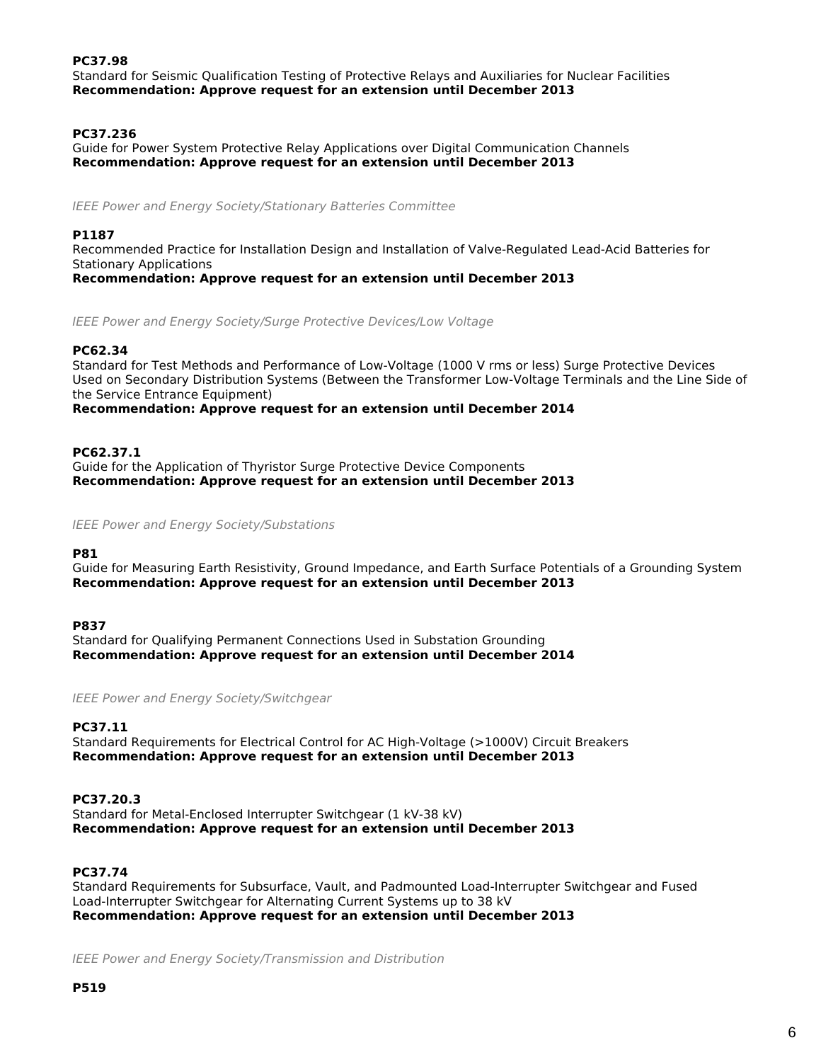**PC37.98**
Standard for Seismic Qualification Testing of Protective Relays and Auxiliaries for Nuclear Facilities
**Recommendation: Approve request for an extension until December 2013**

**PC37.236**
Guide for Power System Protective Relay Applications over Digital Communication Channels
**Recommendation: Approve request for an extension until December 2013**

*IEEE Power and Energy Society/Stationary Batteries Committee*

**P1187**
Recommended Practice for Installation Design and Installation of Valve-Regulated Lead-Acid Batteries for Stationary Applications
**Recommendation: Approve request for an extension until December 2013**

*IEEE Power and Energy Society/Surge Protective Devices/Low Voltage*

**PC62.34**
Standard for Test Methods and Performance of Low-Voltage (1000 V rms or less) Surge Protective Devices Used on Secondary Distribution Systems (Between the Transformer Low-Voltage Terminals and the Line Side of the Service Entrance Equipment)
**Recommendation: Approve request for an extension until December 2014**

**PC62.37.1**
Guide for the Application of Thyristor Surge Protective Device Components
**Recommendation: Approve request for an extension until December 2013**

*IEEE Power and Energy Society/Substations*

**P81**
Guide for Measuring Earth Resistivity, Ground Impedance, and Earth Surface Potentials of a Grounding System
**Recommendation: Approve request for an extension until December 2013**

**P837**
Standard for Qualifying Permanent Connections Used in Substation Grounding
**Recommendation: Approve request for an extension until December 2014**

*IEEE Power and Energy Society/Switchgear*

**PC37.11**
Standard Requirements for Electrical Control for AC High-Voltage (>1000V) Circuit Breakers
**Recommendation: Approve request for an extension until December 2013**

**PC37.20.3**
Standard for Metal-Enclosed Interrupter Switchgear (1 kV-38 kV)
**Recommendation: Approve request for an extension until December 2013**

**PC37.74**
Standard Requirements for Subsurface, Vault, and Padmounted Load-Interrupter Switchgear and Fused Load-Interrupter Switchgear for Alternating Current Systems up to 38 kV
**Recommendation: Approve request for an extension until December 2013**

*IEEE Power and Energy Society/Transmission and Distribution*

**P519**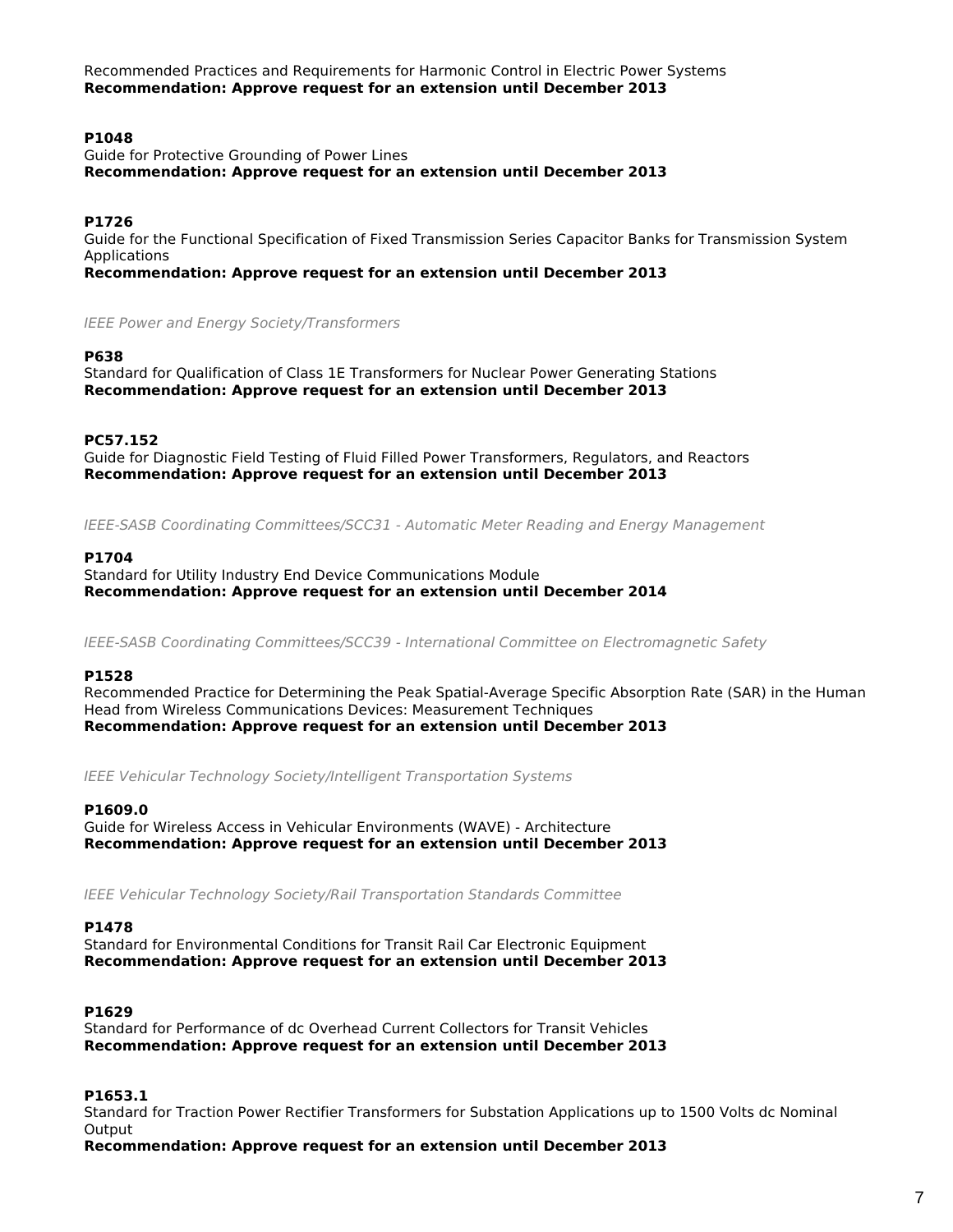Recommended Practices and Requirements for Harmonic Control in Electric Power Systems
**Recommendation: Approve request for an extension until December 2013**

**P1048**
Guide for Protective Grounding of Power Lines
**Recommendation: Approve request for an extension until December 2013**

**P1726**
Guide for the Functional Specification of Fixed Transmission Series Capacitor Banks for Transmission System Applications
**Recommendation: Approve request for an extension until December 2013**

*IEEE Power and Energy Society/Transformers*

**P638**
Standard for Qualification of Class 1E Transformers for Nuclear Power Generating Stations
**Recommendation: Approve request for an extension until December 2013**

**PC57.152**
Guide for Diagnostic Field Testing of Fluid Filled Power Transformers, Regulators, and Reactors
**Recommendation: Approve request for an extension until December 2013**

*IEEE-SASB Coordinating Committees/SCC31 - Automatic Meter Reading and Energy Management*

**P1704**
Standard for Utility Industry End Device Communications Module
**Recommendation: Approve request for an extension until December 2014**

*IEEE-SASB Coordinating Committees/SCC39 - International Committee on Electromagnetic Safety*

**P1528**
Recommended Practice for Determining the Peak Spatial-Average Specific Absorption Rate (SAR) in the Human Head from Wireless Communications Devices: Measurement Techniques
**Recommendation: Approve request for an extension until December 2013**

*IEEE Vehicular Technology Society/Intelligent Transportation Systems*

**P1609.0**
Guide for Wireless Access in Vehicular Environments (WAVE) - Architecture
**Recommendation: Approve request for an extension until December 2013**

*IEEE Vehicular Technology Society/Rail Transportation Standards Committee*

**P1478**
Standard for Environmental Conditions for Transit Rail Car Electronic Equipment
**Recommendation: Approve request for an extension until December 2013**

**P1629**
Standard for Performance of dc Overhead Current Collectors for Transit Vehicles
**Recommendation: Approve request for an extension until December 2013**

**P1653.1**
Standard for Traction Power Rectifier Transformers for Substation Applications up to 1500 Volts dc Nominal Output
**Recommendation: Approve request for an extension until December 2013**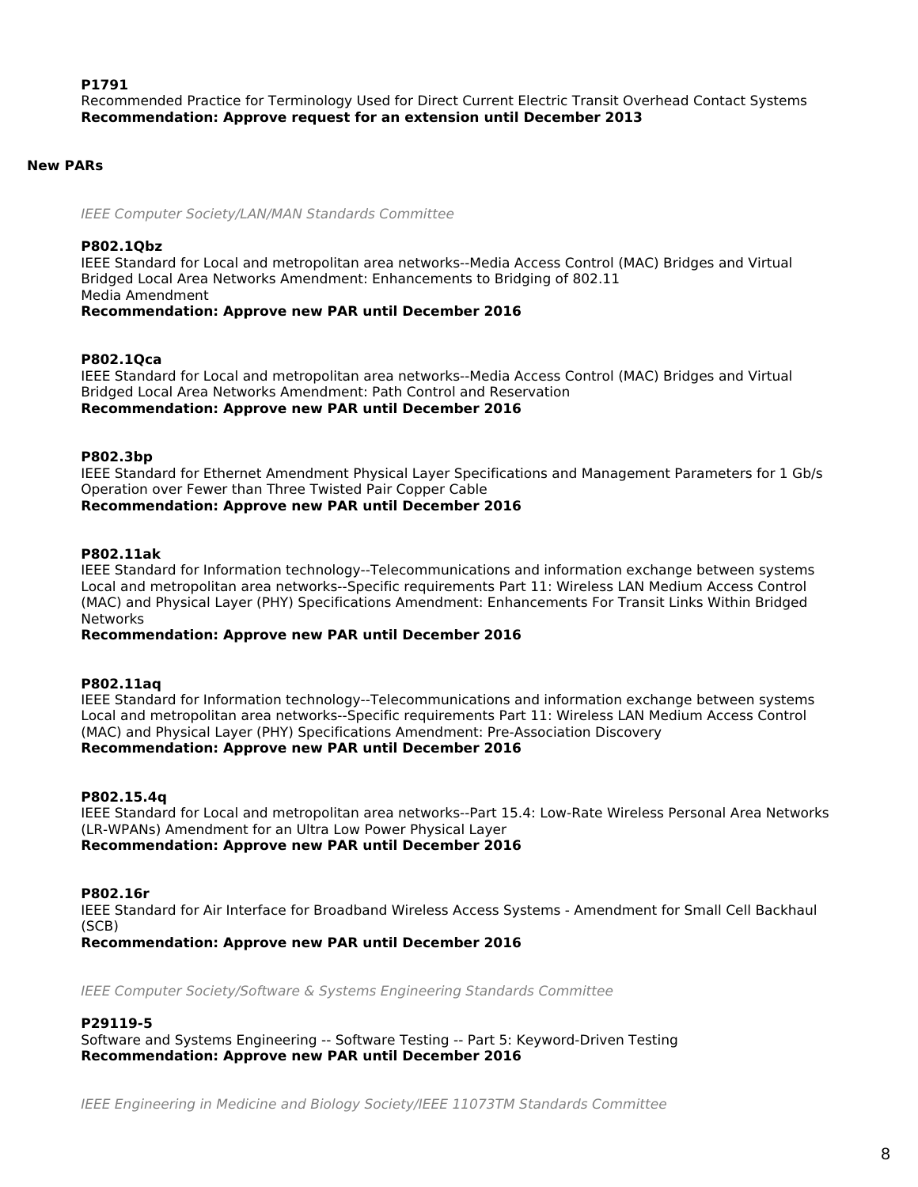**P1791**
Recommended Practice for Terminology Used for Direct Current Electric Transit Overhead Contact Systems
**Recommendation: Approve request for an extension until December 2013**

## New PARs

*IEEE Computer Society/LAN/MAN Standards Committee*

**P802.1Qbz**
IEEE Standard for Local and metropolitan area networks--Media Access Control (MAC) Bridges and Virtual Bridged Local Area Networks Amendment: Enhancements to Bridging of 802.11 Media Amendment
**Recommendation: Approve new PAR until December 2016**

**P802.1Qca**
IEEE Standard for Local and metropolitan area networks--Media Access Control (MAC) Bridges and Virtual Bridged Local Area Networks Amendment: Path Control and Reservation
**Recommendation: Approve new PAR until December 2016**

**P802.3bp**
IEEE Standard for Ethernet Amendment Physical Layer Specifications and Management Parameters for 1 Gb/s Operation over Fewer than Three Twisted Pair Copper Cable
**Recommendation: Approve new PAR until December 2016**

**P802.11ak**
IEEE Standard for Information technology--Telecommunications and information exchange between systems Local and metropolitan area networks--Specific requirements Part 11: Wireless LAN Medium Access Control (MAC) and Physical Layer (PHY) Specifications Amendment: Enhancements For Transit Links Within Bridged Networks
**Recommendation: Approve new PAR until December 2016**

**P802.11aq**
IEEE Standard for Information technology--Telecommunications and information exchange between systems Local and metropolitan area networks--Specific requirements Part 11: Wireless LAN Medium Access Control (MAC) and Physical Layer (PHY) Specifications Amendment: Pre-Association Discovery
**Recommendation: Approve new PAR until December 2016**

**P802.15.4q**
IEEE Standard for Local and metropolitan area networks--Part 15.4: Low-Rate Wireless Personal Area Networks (LR-WPANs) Amendment for an Ultra Low Power Physical Layer
**Recommendation: Approve new PAR until December 2016**

**P802.16r**
IEEE Standard for Air Interface for Broadband Wireless Access Systems - Amendment for Small Cell Backhaul (SCB)
**Recommendation: Approve new PAR until December 2016**

*IEEE Computer Society/Software & Systems Engineering Standards Committee*

**P29119-5**
Software and Systems Engineering -- Software Testing -- Part 5: Keyword-Driven Testing
**Recommendation: Approve new PAR until December 2016**

*IEEE Engineering in Medicine and Biology Society/IEEE 11073TM Standards Committee*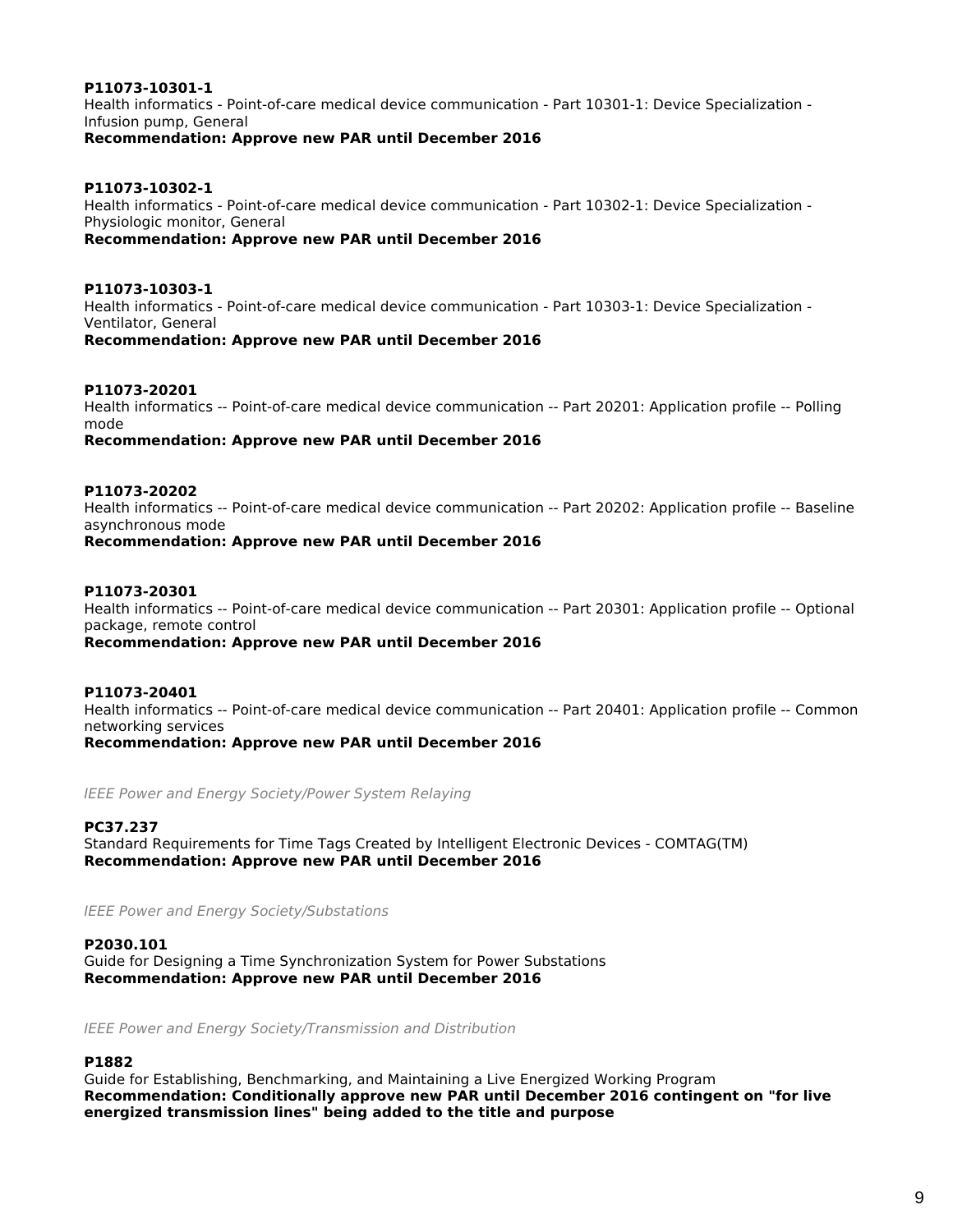**P11073-10301-1**
Health informatics - Point-of-care medical device communication - Part 10301-1: Device Specialization - Infusion pump, General
**Recommendation: Approve new PAR until December 2016**

**P11073-10302-1**
Health informatics - Point-of-care medical device communication - Part 10302-1: Device Specialization - Physiologic monitor, General
**Recommendation: Approve new PAR until December 2016**

**P11073-10303-1**
Health informatics - Point-of-care medical device communication - Part 10303-1: Device Specialization - Ventilator, General
**Recommendation: Approve new PAR until December 2016**

**P11073-20201**
Health informatics -- Point-of-care medical device communication -- Part 20201: Application profile -- Polling mode
**Recommendation: Approve new PAR until December 2016**

**P11073-20202**
Health informatics -- Point-of-care medical device communication -- Part 20202: Application profile -- Baseline asynchronous mode
**Recommendation: Approve new PAR until December 2016**

**P11073-20301**
Health informatics -- Point-of-care medical device communication -- Part 20301: Application profile -- Optional package, remote control
**Recommendation: Approve new PAR until December 2016**

**P11073-20401**
Health informatics -- Point-of-care medical device communication -- Part 20401: Application profile -- Common networking services
**Recommendation: Approve new PAR until December 2016**

*IEEE Power and Energy Society/Power System Relaying*

**PC37.237**
Standard Requirements for Time Tags Created by Intelligent Electronic Devices - COMTAG(TM)
**Recommendation: Approve new PAR until December 2016**

*IEEE Power and Energy Society/Substations*

**P2030.101**
Guide for Designing a Time Synchronization System for Power Substations
**Recommendation: Approve new PAR until December 2016**

*IEEE Power and Energy Society/Transmission and Distribution*

**P1882**
Guide for Establishing, Benchmarking, and Maintaining a Live Energized Working Program
**Recommendation: Conditionally approve new PAR until December 2016 contingent on "for live energized transmission lines" being added to the title and purpose**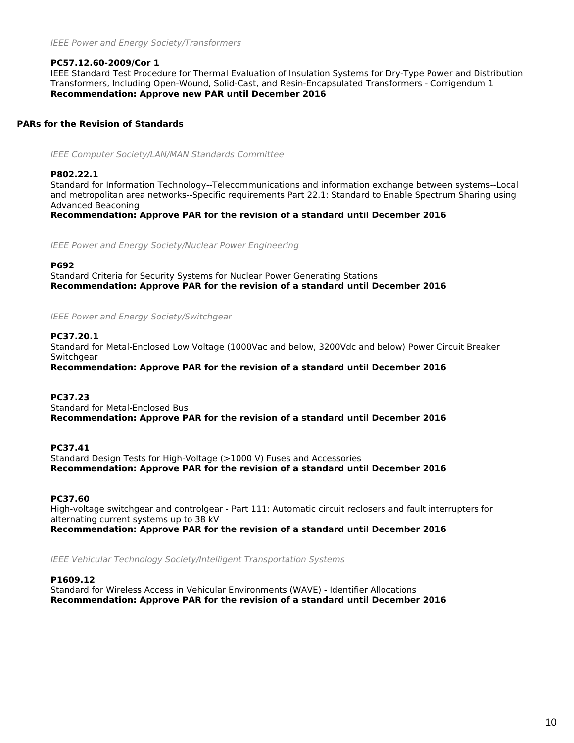*IEEE Power and Energy Society/Transformers*

**PC57.12.60-2009/Cor 1**
IEEE Standard Test Procedure for Thermal Evaluation of Insulation Systems for Dry-Type Power and Distribution Transformers, Including Open-Wound, Solid-Cast, and Resin-Encapsulated Transformers - Corrigendum 1
**Recommendation: Approve new PAR until December 2016**

## PARs for the Revision of Standards

*IEEE Computer Society/LAN/MAN Standards Committee*

**P802.22.1**
Standard for Information Technology--Telecommunications and information exchange between systems--Local and metropolitan area networks--Specific requirements Part 22.1: Standard to Enable Spectrum Sharing using Advanced Beaconing
**Recommendation: Approve PAR for the revision of a standard until December 2016**

*IEEE Power and Energy Society/Nuclear Power Engineering*

**P692**
Standard Criteria for Security Systems for Nuclear Power Generating Stations
**Recommendation: Approve PAR for the revision of a standard until December 2016**

*IEEE Power and Energy Society/Switchgear*

**PC37.20.1**
Standard for Metal-Enclosed Low Voltage (1000Vac and below, 3200Vdc and below) Power Circuit Breaker Switchgear
**Recommendation: Approve PAR for the revision of a standard until December 2016**

**PC37.23**
Standard for Metal-Enclosed Bus
**Recommendation: Approve PAR for the revision of a standard until December 2016**

**PC37.41**
Standard Design Tests for High-Voltage (>1000 V) Fuses and Accessories
**Recommendation: Approve PAR for the revision of a standard until December 2016**

**PC37.60**
High-voltage switchgear and controlgear - Part 111: Automatic circuit reclosers and fault interrupters for alternating current systems up to 38 kV
**Recommendation: Approve PAR for the revision of a standard until December 2016**

*IEEE Vehicular Technology Society/Intelligent Transportation Systems*

**P1609.12**
Standard for Wireless Access in Vehicular Environments (WAVE) - Identifier Allocations
**Recommendation: Approve PAR for the revision of a standard until December 2016**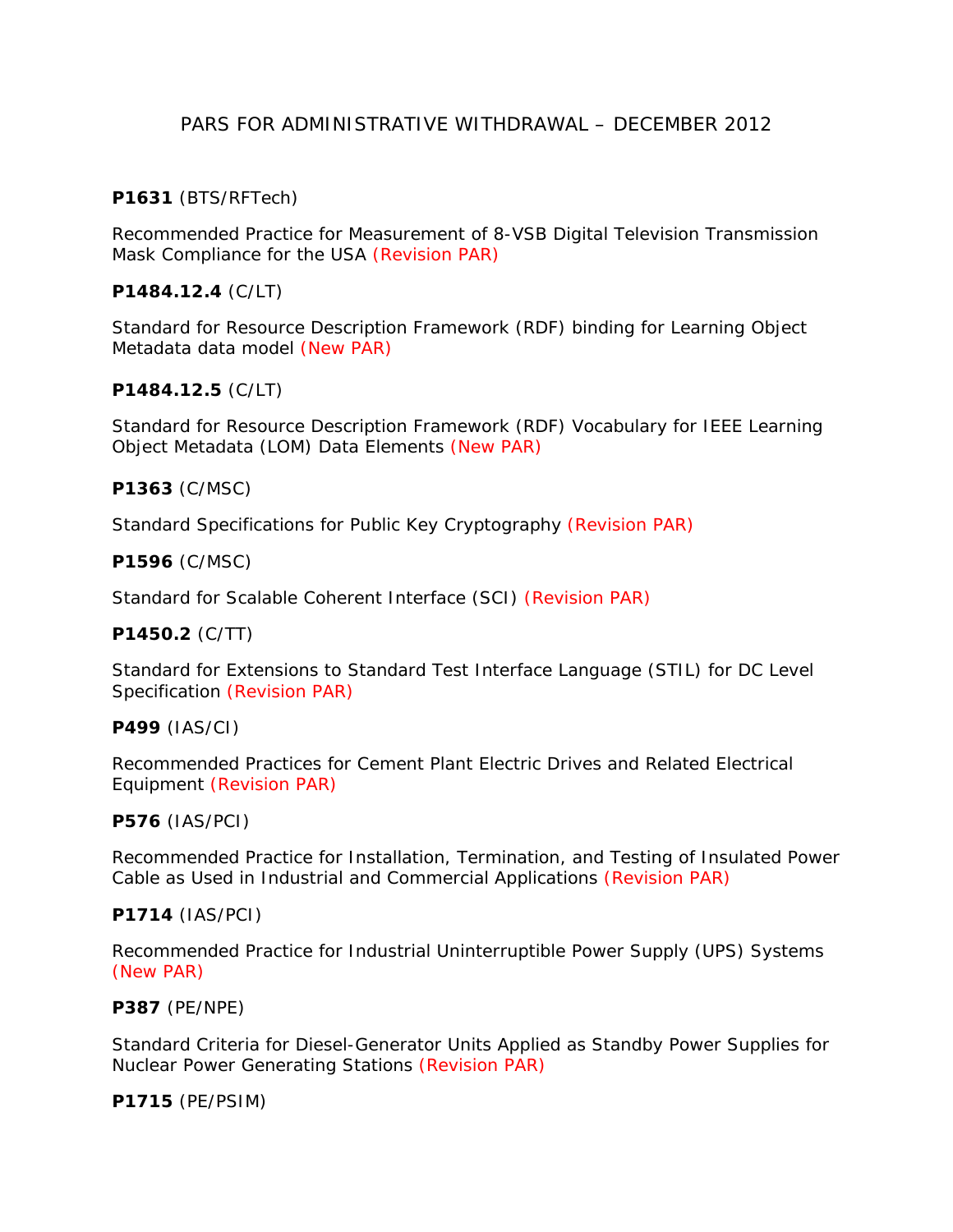PARS FOR ADMINISTRATIVE WITHDRAWAL – DECEMBER 2012

**P1631** (BTS/RFTech)

Recommended Practice for Measurement of 8-VSB Digital Television Transmission Mask Compliance for the USA (Revision PAR)

**P1484.12.4** (C/LT)

Standard for Resource Description Framework (RDF) binding for Learning Object Metadata data model (New PAR)

**P1484.12.5** (C/LT)

Standard for Resource Description Framework (RDF) Vocabulary for IEEE Learning Object Metadata (LOM) Data Elements (New PAR)

**P1363** (C/MSC)

Standard Specifications for Public Key Cryptography (Revision PAR)

**P1596** (C/MSC)

Standard for Scalable Coherent Interface (SCI) (Revision PAR)

**P1450.2** (C/TT)

Standard for Extensions to Standard Test Interface Language (STIL) for DC Level Specification (Revision PAR)

**P499** (IAS/CI)

Recommended Practices for Cement Plant Electric Drives and Related Electrical Equipment (Revision PAR)

**P576** (IAS/PCI)

Recommended Practice for Installation, Termination, and Testing of Insulated Power Cable as Used in Industrial and Commercial Applications (Revision PAR)

**P1714** (IAS/PCI)

Recommended Practice for Industrial Uninterruptible Power Supply (UPS) Systems (New PAR)

**P387** (PE/NPE)

Standard Criteria for Diesel-Generator Units Applied as Standby Power Supplies for Nuclear Power Generating Stations (Revision PAR)

**P1715** (PE/PSIM)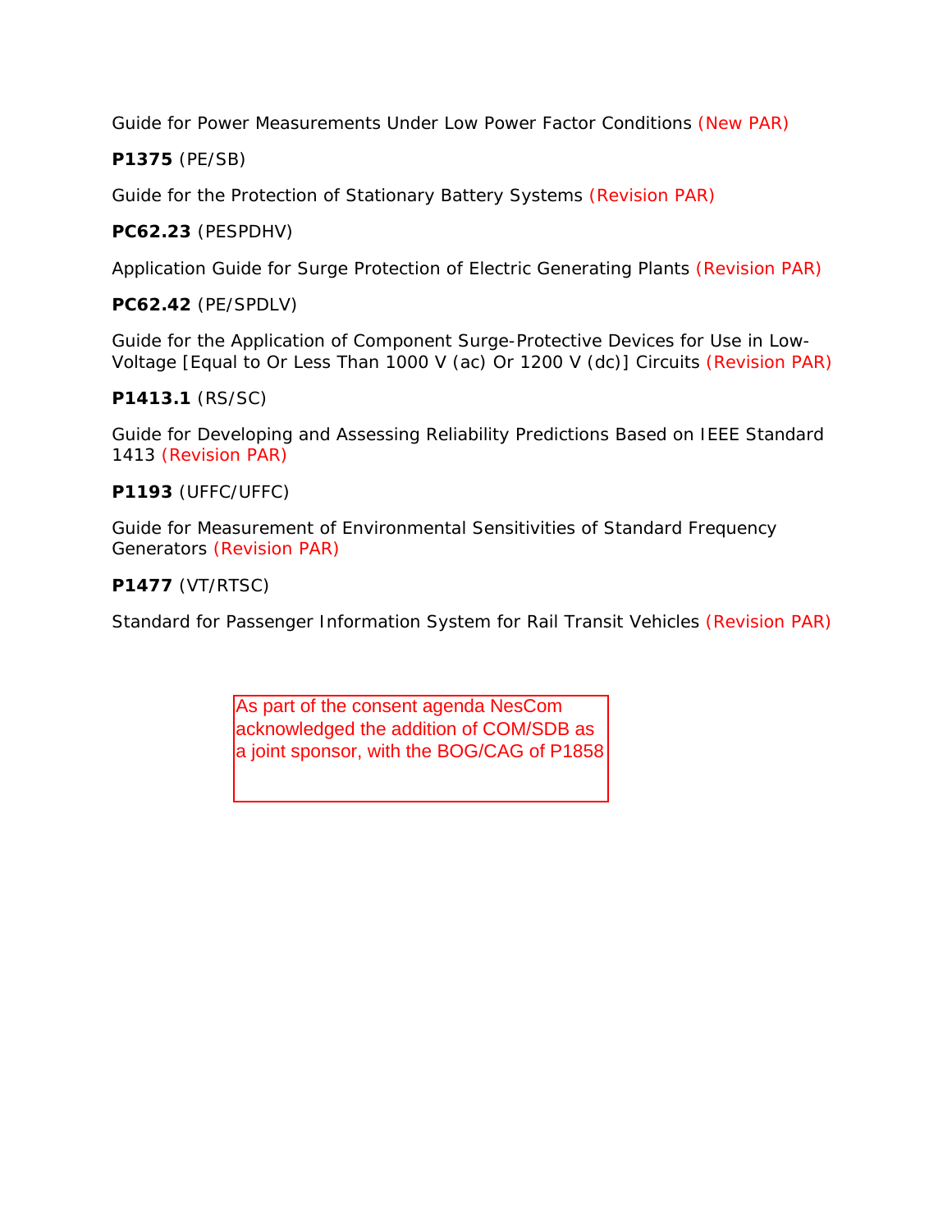Guide for Power Measurements Under Low Power Factor Conditions (New PAR)

**P1375** (PE/SB)

Guide for the Protection of Stationary Battery Systems (Revision PAR)

**PC62.23** (PESPDHV)

Application Guide for Surge Protection of Electric Generating Plants (Revision PAR)

**PC62.42** (PE/SPDLV)

Guide for the Application of Component Surge-Protective Devices for Use in Low-Voltage [Equal to Or Less Than 1000 V (ac) Or 1200 V (dc)] Circuits (Revision PAR)

**P1413.1** (RS/SC)

Guide for Developing and Assessing Reliability Predictions Based on IEEE Standard 1413 (Revision PAR)

**P1193** (UFFC/UFFC)

Guide for Measurement of Environmental Sensitivities of Standard Frequency Generators (Revision PAR)

**P1477** (VT/RTSC)

Standard for Passenger Information System for Rail Transit Vehicles (Revision PAR)

As part of the consent agenda NesCom acknowledged the addition of COM/SDB as a joint sponsor, with the BOG/CAG of P1858